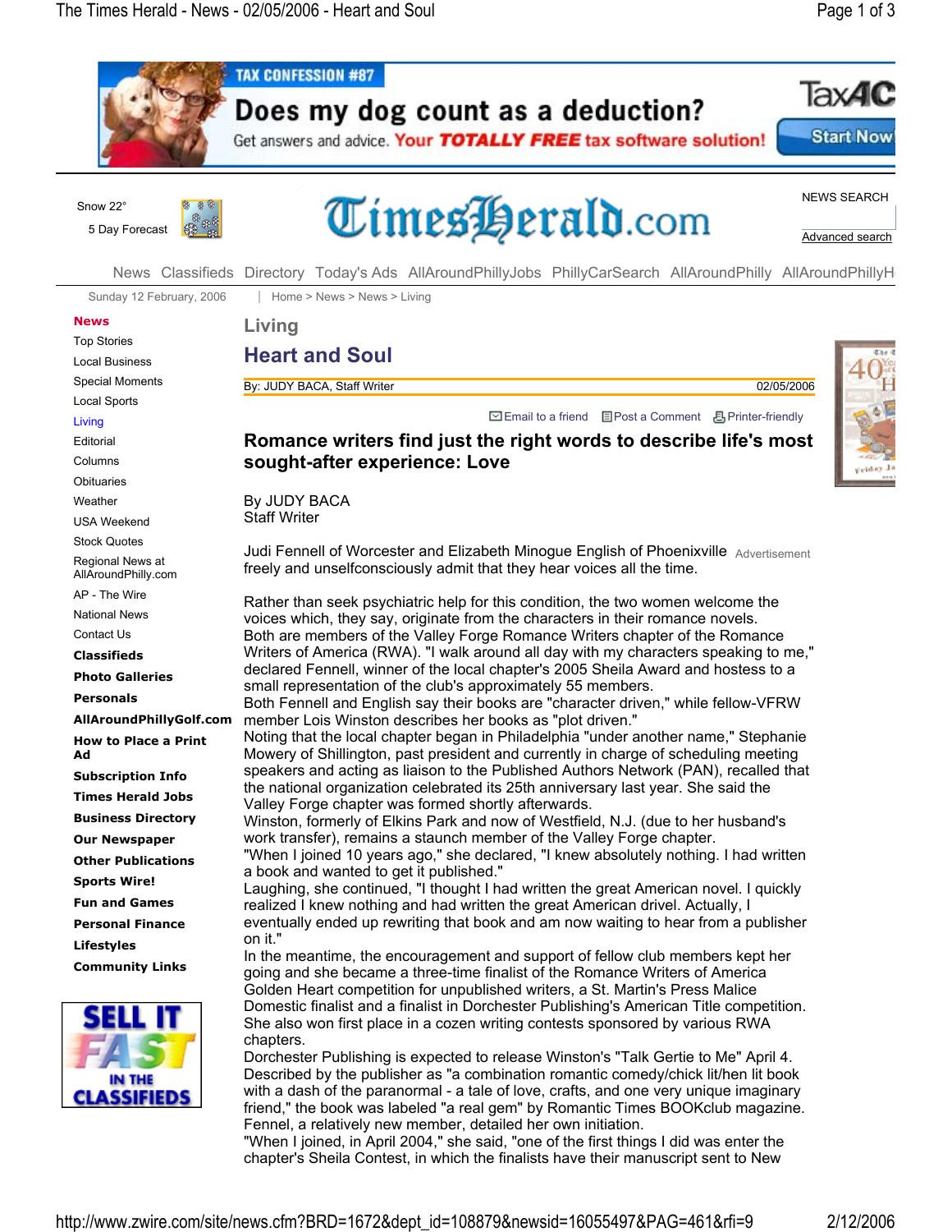## Living

# Heart and Soul

By: JUDY BACA, Staff Writer 02/05/2006

## Romance writers find just the right words to describe life's most sought-after experience: Love

By JUDY BACA
Staff Writer

Judi Fennell of Worcester and Elizabeth Minogue English of Phoenixville freely and unselfconsciously admit that they hear voices all the time.

Rather than seek psychiatric help for this condition, the two women welcome the voices which, they say, originate from the characters in their romance novels.

Both are members of the Valley Forge Romance Writers chapter of the Romance Writers of America (RWA). "I walk around all day with my characters speaking to me," declared Fennell, winner of the local chapter's 2005 Sheila Award and hostess to a small representation of the club's approximately 55 members.

Both Fennell and English say their books are "character driven," while fellow-VFRW member Lois Winston describes her books as "plot driven."

Noting that the local chapter began in Philadelphia "under another name," Stephanie Mowery of Shillington, past president and currently in charge of scheduling meeting speakers and acting as liaison to the Published Authors Network (PAN), recalled that the national organization celebrated its 25th anniversary last year. She said the Valley Forge chapter was formed shortly afterwards.

Winston, formerly of Elkins Park and now of Westfield, N.J. (due to her husband's work transfer), remains a staunch member of the Valley Forge chapter.

"When I joined 10 years ago," she declared, "I knew absolutely nothing. I had written a book and wanted to get it published."

Laughing, she continued, "I thought I had written the great American novel. I quickly realized I knew nothing and had written the great American drivel. Actually, I eventually ended up rewriting that book and am now waiting to hear from a publisher on it."

In the meantime, the encouragement and support of fellow club members kept her going and she became a three-time finalist of the Romance Writers of America Golden Heart competition for unpublished writers, a St. Martin's Press Malice Domestic finalist and a finalist in Dorchester Publishing's American Title competition. She also won first place in a cozen writing contests sponsored by various RWA chapters.

Dorchester Publishing is expected to release Winston's "Talk Gertie to Me" April 4. Described by the publisher as "a combination romantic comedy/chick lit/hen lit book with a dash of the paranormal - a tale of love, crafts, and one very unique imaginary friend," the book was labeled "a real gem" by Romantic Times BOOKclub magazine.

Fennel, a relatively new member, detailed her own initiation.

"When I joined, in April 2004," she said, "one of the first things I did was enter the chapter's Sheila Contest, in which the finalists have their manuscript sent to New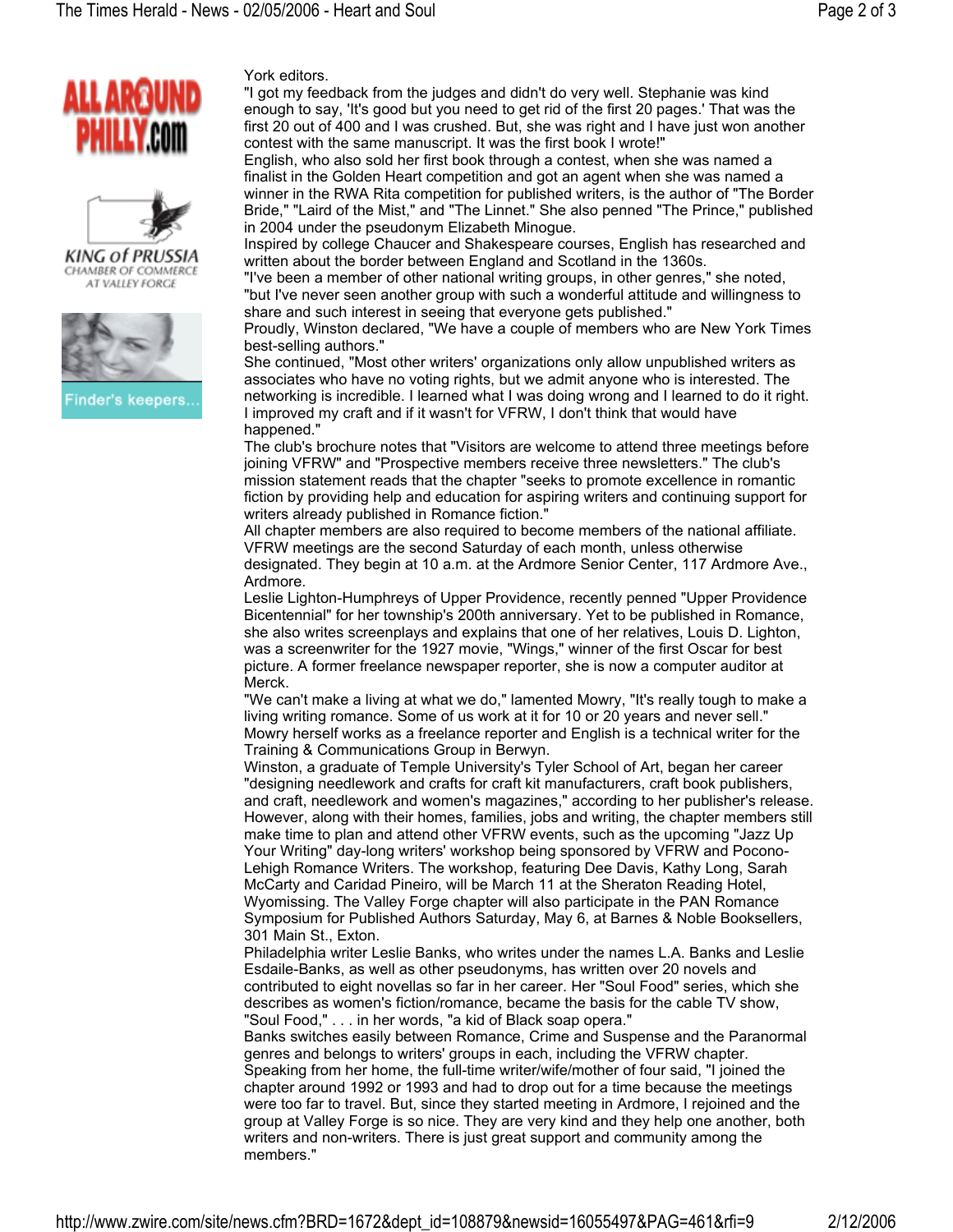York editors.

"I got my feedback from the judges and didn't do very well. Stephanie was kind enough to say, 'It's good but you need to get rid of the first 20 pages.' That was the first 20 out of 400 and I was crushed. But, she was right and I have just won another contest with the same manuscript. It was the first book I wrote!"

English, who also sold her first book through a contest, when she was named a finalist in the Golden Heart competition and got an agent when she was named a winner in the RWA Rita competition for published writers, is the author of "The Border Bride," "Laird of the Mist," and "The Linnet." She also penned "The Prince," published in 2004 under the pseudonym Elizabeth Minogue.

Inspired by college Chaucer and Shakespeare courses, English has researched and written about the border between England and Scotland in the 1360s.

"I've been a member of other national writing groups, in other genres," she noted, "but I've never seen another group with such a wonderful attitude and willingness to share and such interest in seeing that everyone gets published."

Proudly, Winston declared, "We have a couple of members who are New York Times best-selling authors."

She continued, "Most other writers' organizations only allow unpublished writers as associates who have no voting rights, but we admit anyone who is interested. The networking is incredible. I learned what I was doing wrong and I learned to do it right. I improved my craft and if it wasn't for VFRW, I don't think that would have happened."

The club's brochure notes that "Visitors are welcome to attend three meetings before joining VFRW" and "Prospective members receive three newsletters." The club's mission statement reads that the chapter "seeks to promote excellence in romantic fiction by providing help and education for aspiring writers and continuing support for writers already published in Romance fiction."

All chapter members are also required to become members of the national affiliate. VFRW meetings are the second Saturday of each month, unless otherwise designated. They begin at 10 a.m. at the Ardmore Senior Center, 117 Ardmore Ave., Ardmore.

Leslie Lighton-Humphreys of Upper Providence, recently penned "Upper Providence Bicentennial" for her township's 200th anniversary. Yet to be published in Romance, she also writes screenplays and explains that one of her relatives, Louis D. Lighton, was a screenwriter for the 1927 movie, "Wings," winner of the first Oscar for best picture. A former freelance newspaper reporter, she is now a computer auditor at Merck.

"We can't make a living at what we do," lamented Mowry, "It's really tough to make a living writing romance. Some of us work at it for 10 or 20 years and never sell."

Mowry herself works as a freelance reporter and English is a technical writer for the Training & Communications Group in Berwyn.

Winston, a graduate of Temple University's Tyler School of Art, began her career "designing needlework and crafts for craft kit manufacturers, craft book publishers, and craft, needlework and women's magazines," according to her publisher's release.

However, along with their homes, families, jobs and writing, the chapter members still make time to plan and attend other VFRW events, such as the upcoming "Jazz Up Your Writing" day-long writers' workshop being sponsored by VFRW and Pocono-Lehigh Romance Writers. The workshop, featuring Dee Davis, Kathy Long, Sarah McCarty and Caridad Pineiro, will be March 11 at the Sheraton Reading Hotel, Wyomissing. The Valley Forge chapter will also participate in the PAN Romance Symposium for Published Authors Saturday, May 6, at Barnes & Noble Booksellers, 301 Main St., Exton.

Philadelphia writer Leslie Banks, who writes under the names L.A. Banks and Leslie Esdaile-Banks, as well as other pseudonyms, has written over 20 novels and contributed to eight novellas so far in her career. Her "Soul Food" series, which she describes as women's fiction/romance, became the basis for the cable TV show, "Soul Food," . . . in her words, "a kid of Black soap opera."

Banks switches easily between Romance, Crime and Suspense and the Paranormal genres and belongs to writers' groups in each, including the VFRW chapter.

Speaking from her home, the full-time writer/wife/mother of four said, "I joined the chapter around 1992 or 1993 and had to drop out for a time because the meetings were too far to travel. But, since they started meeting in Ardmore, I rejoined and the group at Valley Forge is so nice. They are very kind and they help one another, both writers and non-writers. There is just great support and community among the members."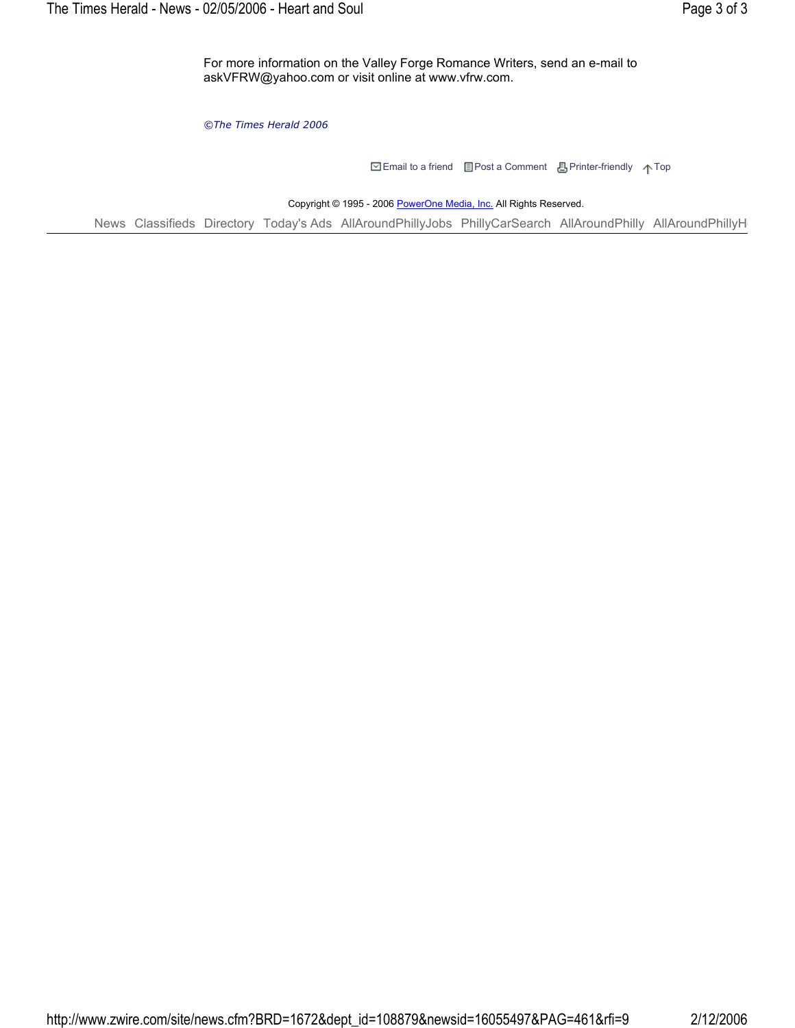For more information on the Valley Forge Romance Writers, send an e-mail to askVFRW@yahoo.com or visit online at www.vfrw.com.

*©The Times Herald 2006*

Email to a friend   Post a Comment   Printer-friendly   Top

Copyright © 1995 - 2006 PowerOne Media, Inc. All Rights Reserved.

News   Classifieds   Directory   Today's Ads   AllAroundPhillyJobs   PhillyCarSearch   AllAroundPhilly   AllAroundPhillyH